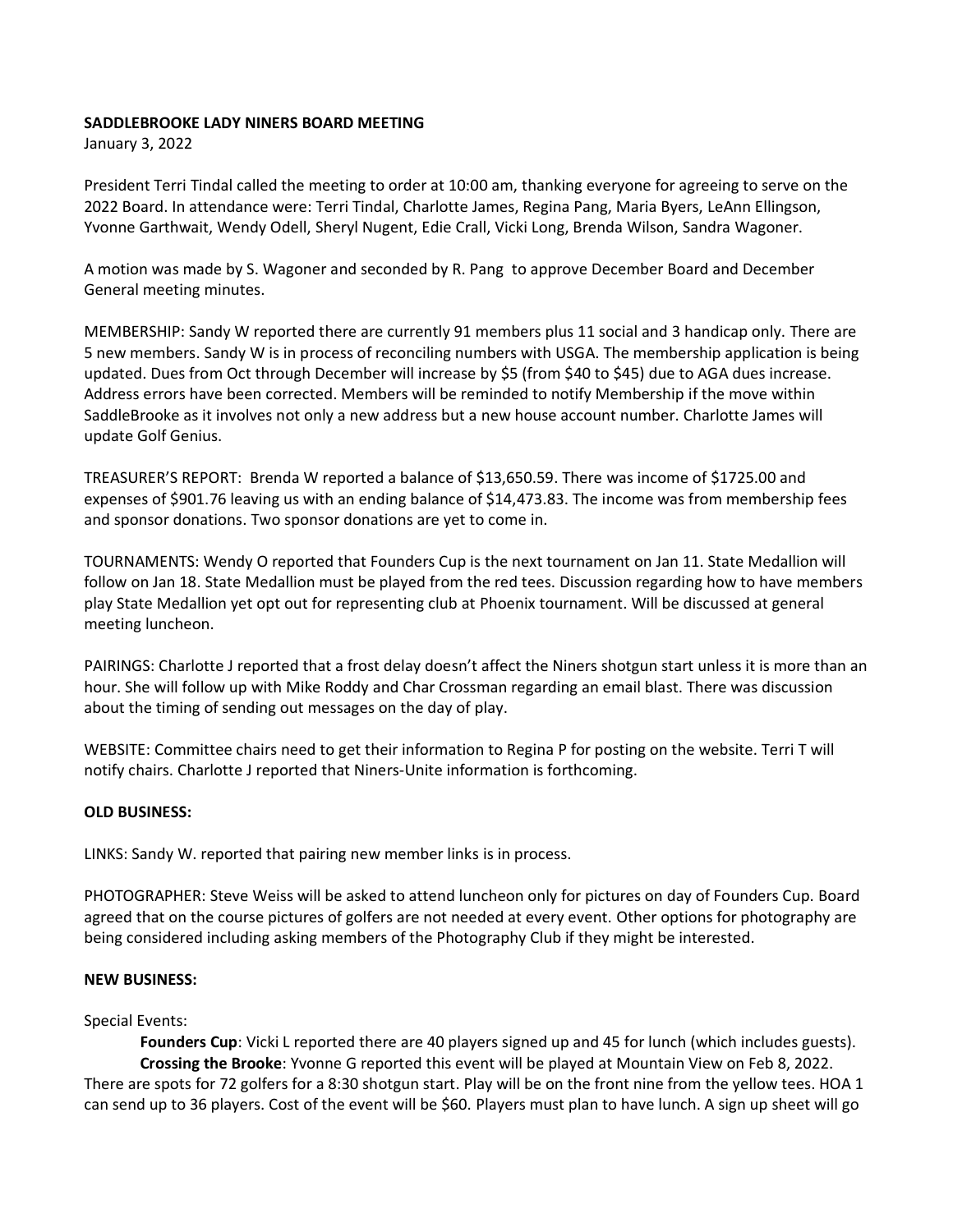**SADDLEBROOKE LADY NINERS BOARD MEETING**
January 3, 2022

President Terri Tindal called the meeting to order at 10:00 am, thanking everyone for agreeing to serve on the 2022 Board. In attendance were: Terri Tindal, Charlotte James, Regina Pang, Maria Byers, LeAnn Ellingson, Yvonne Garthwait, Wendy Odell, Sheryl Nugent, Edie Crall, Vicki Long, Brenda Wilson, Sandra Wagoner.

A motion was made by S. Wagoner and seconded by R. Pang to approve December Board and December General meeting minutes.

MEMBERSHIP: Sandy W reported there are currently 91 members plus 11 social and 3 handicap only. There are 5 new members. Sandy W is in process of reconciling numbers with USGA. The membership application is being updated. Dues from Oct through December will increase by $5 (from $40 to $45) due to AGA dues increase. Address errors have been corrected. Members will be reminded to notify Membership if the move within SaddleBrooke as it involves not only a new address but a new house account number. Charlotte James will update Golf Genius.

TREASURER'S REPORT: Brenda W reported a balance of $13,650.59. There was income of $1725.00 and expenses of $901.76 leaving us with an ending balance of $14,473.83. The income was from membership fees and sponsor donations. Two sponsor donations are yet to come in.

TOURNAMENTS: Wendy O reported that Founders Cup is the next tournament on Jan 11. State Medallion will follow on Jan 18. State Medallion must be played from the red tees. Discussion regarding how to have members play State Medallion yet opt out for representing club at Phoenix tournament. Will be discussed at general meeting luncheon.

PAIRINGS: Charlotte J reported that a frost delay doesn't affect the Niners shotgun start unless it is more than an hour. She will follow up with Mike Roddy and Char Crossman regarding an email blast. There was discussion about the timing of sending out messages on the day of play.

WEBSITE: Committee chairs need to get their information to Regina P for posting on the website. Terri T will notify chairs. Charlotte J reported that Niners-Unite information is forthcoming.

**OLD BUSINESS:**

LINKS: Sandy W. reported that pairing new member links is in process.

PHOTOGRAPHER: Steve Weiss will be asked to attend luncheon only for pictures on day of Founders Cup. Board agreed that on the course pictures of golfers are not needed at every event. Other options for photography are being considered including asking members of the Photography Club if they might be interested.

**NEW BUSINESS:**

Special Events:

**Founders Cup**: Vicki L reported there are 40 players signed up and 45 for lunch (which includes guests).

**Crossing the Brooke**: Yvonne G reported this event will be played at Mountain View on Feb 8, 2022. There are spots for 72 golfers for a 8:30 shotgun start. Play will be on the front nine from the yellow tees. HOA 1 can send up to 36 players. Cost of the event will be $60. Players must plan to have lunch. A sign up sheet will go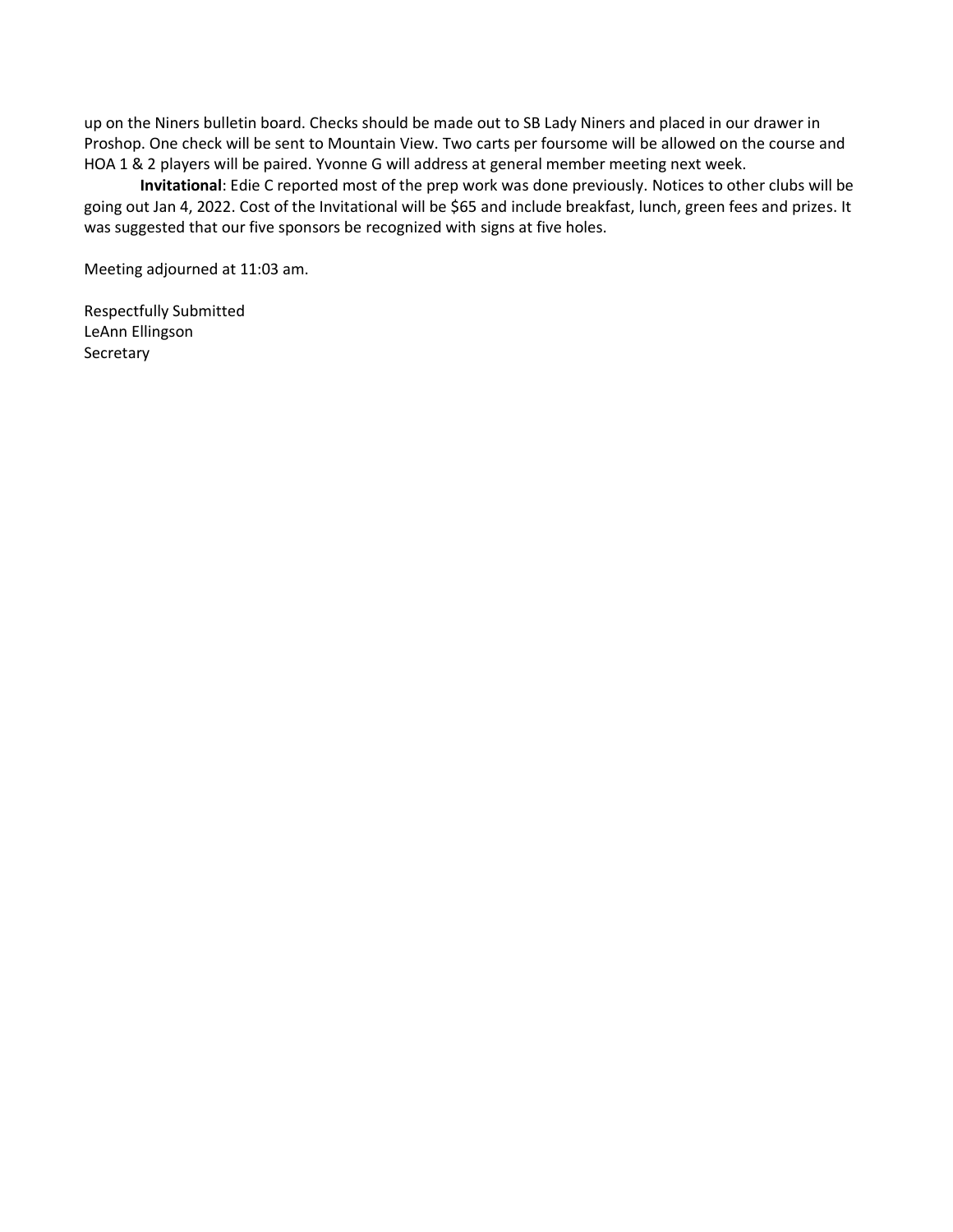up on the Niners bulletin board. Checks should be made out to SB Lady Niners and placed in our drawer in Proshop. One check will be sent to Mountain View. Two carts per foursome will be allowed on the course and HOA 1 & 2 players will be paired. Yvonne G will address at general member meeting next week.

**Invitational**: Edie C reported most of the prep work was done previously. Notices to other clubs will be going out Jan 4, 2022. Cost of the Invitational will be $65 and include breakfast, lunch, green fees and prizes. It was suggested that our five sponsors be recognized with signs at five holes.

Meeting adjourned at 11:03 am.

Respectfully Submitted
LeAnn Ellingson
Secretary